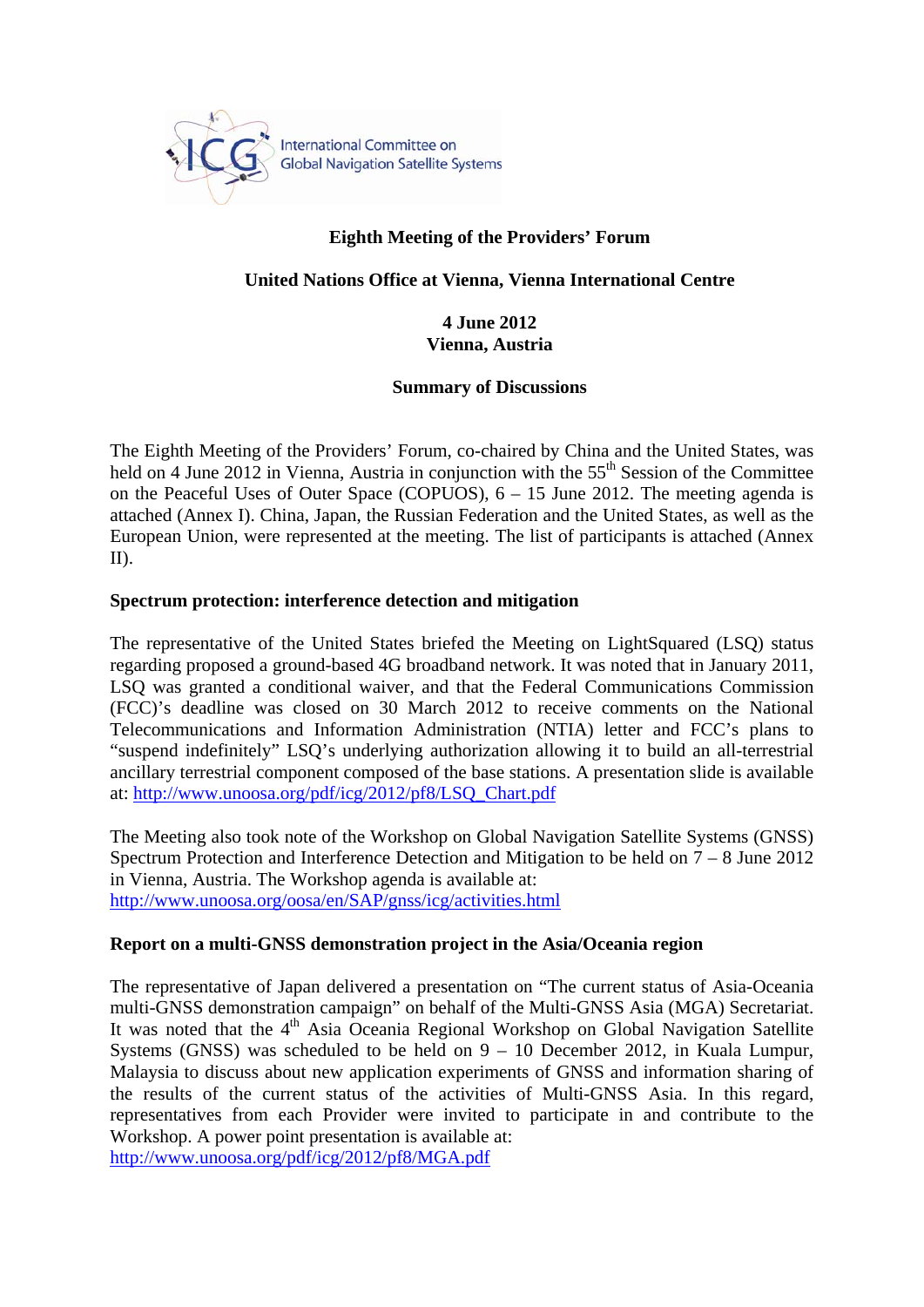International Committee on Global Navigation Satellite Systems

**Eighth Meeting of the Providers' Forum**

**United Nations Office at Vienna, Vienna International Centre**

**4 June 2012**
**Vienna, Austria**

**Summary of Discussions**

The Eighth Meeting of the Providers' Forum, co-chaired by China and the United States, was held on 4 June 2012 in Vienna, Austria in conjunction with the 55th Session of the Committee on the Peaceful Uses of Outer Space (COPUOS), 6 – 15 June 2012. The meeting agenda is attached (Annex I). China, Japan, the Russian Federation and the United States, as well as the European Union, were represented at the meeting. The list of participants is attached (Annex II).

## Spectrum protection: interference detection and mitigation

The representative of the United States briefed the Meeting on LightSquared (LSQ) status regarding proposed a ground-based 4G broadband network. It was noted that in January 2011, LSQ was granted a conditional waiver, and that the Federal Communications Commission (FCC)'s deadline was closed on 30 March 2012 to receive comments on the National Telecommunications and Information Administration (NTIA) letter and FCC's plans to "suspend indefinitely" LSQ's underlying authorization allowing it to build an all-terrestrial ancillary terrestrial component composed of the base stations. A presentation slide is available at: http://www.unoosa.org/pdf/icg/2012/pf8/LSQ_Chart.pdf

The Meeting also took note of the Workshop on Global Navigation Satellite Systems (GNSS) Spectrum Protection and Interference Detection and Mitigation to be held on 7 – 8 June 2012 in Vienna, Austria. The Workshop agenda is available at: http://www.unoosa.org/oosa/en/SAP/gnss/icg/activities.html

## Report on a multi-GNSS demonstration project in the Asia/Oceania region

The representative of Japan delivered a presentation on "The current status of Asia-Oceania multi-GNSS demonstration campaign" on behalf of the Multi-GNSS Asia (MGA) Secretariat. It was noted that the 4th Asia Oceania Regional Workshop on Global Navigation Satellite Systems (GNSS) was scheduled to be held on 9 – 10 December 2012, in Kuala Lumpur, Malaysia to discuss about new application experiments of GNSS and information sharing of the results of the current status of the activities of Multi-GNSS Asia. In this regard, representatives from each Provider were invited to participate in and contribute to the Workshop. A power point presentation is available at: http://www.unoosa.org/pdf/icg/2012/pf8/MGA.pdf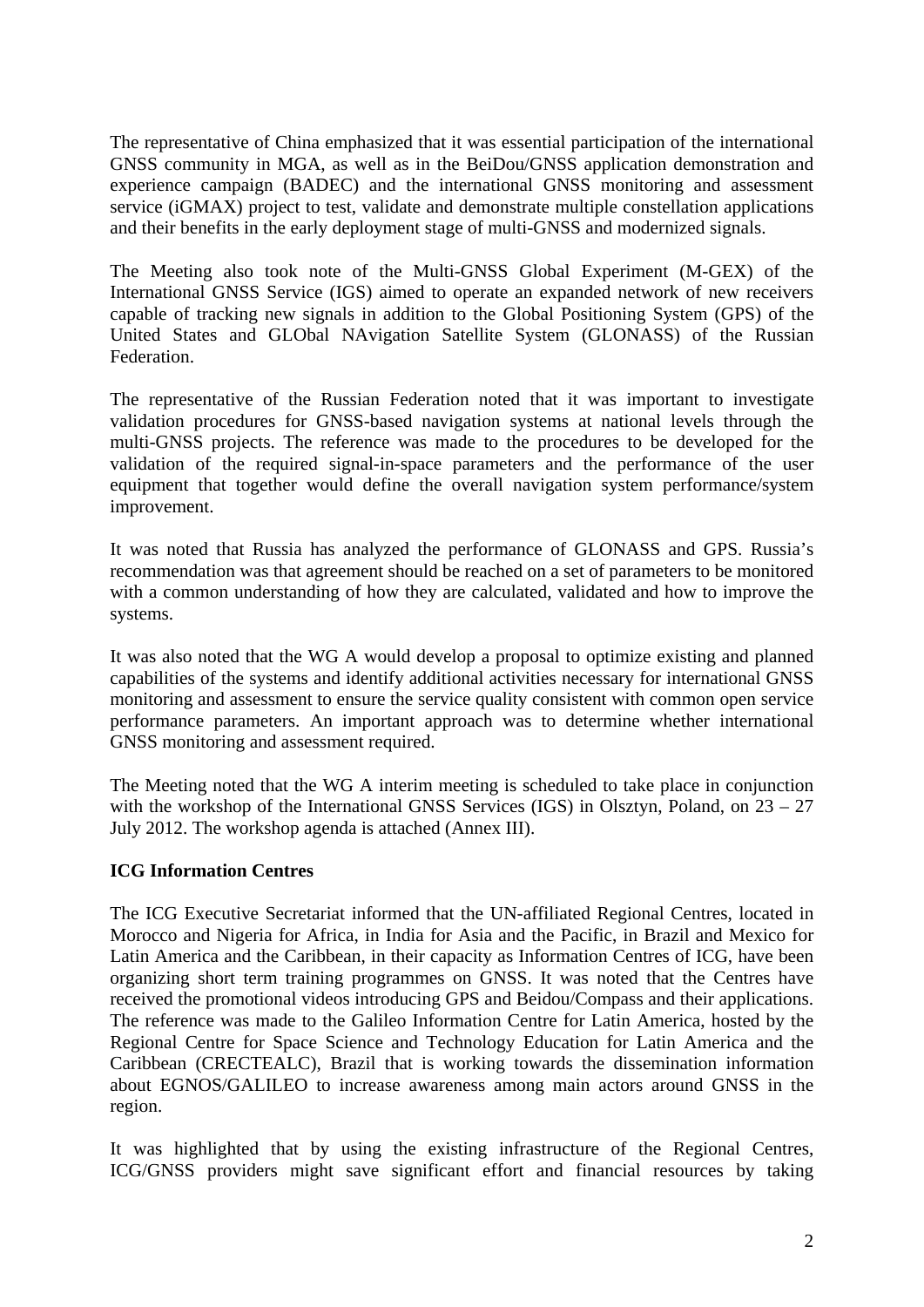The representative of China emphasized that it was essential participation of the international GNSS community in MGA, as well as in the BeiDou/GNSS application demonstration and experience campaign (BADEC) and the international GNSS monitoring and assessment service (iGMAX) project to test, validate and demonstrate multiple constellation applications and their benefits in the early deployment stage of multi-GNSS and modernized signals.

The Meeting also took note of the Multi-GNSS Global Experiment (M-GEX) of the International GNSS Service (IGS) aimed to operate an expanded network of new receivers capable of tracking new signals in addition to the Global Positioning System (GPS) of the United States and GLObal NAvigation Satellite System (GLONASS) of the Russian Federation.

The representative of the Russian Federation noted that it was important to investigate validation procedures for GNSS-based navigation systems at national levels through the multi-GNSS projects. The reference was made to the procedures to be developed for the validation of the required signal-in-space parameters and the performance of the user equipment that together would define the overall navigation system performance/system improvement.

It was noted that Russia has analyzed the performance of GLONASS and GPS. Russia's recommendation was that agreement should be reached on a set of parameters to be monitored with a common understanding of how they are calculated, validated and how to improve the systems.

It was also noted that the WG A would develop a proposal to optimize existing and planned capabilities of the systems and identify additional activities necessary for international GNSS monitoring and assessment to ensure the service quality consistent with common open service performance parameters. An important approach was to determine whether international GNSS monitoring and assessment required.

The Meeting noted that the WG A interim meeting is scheduled to take place in conjunction with the workshop of the International GNSS Services (IGS) in Olsztyn, Poland, on 23 – 27 July 2012. The workshop agenda is attached (Annex III).

**ICG Information Centres**

The ICG Executive Secretariat informed that the UN-affiliated Regional Centres, located in Morocco and Nigeria for Africa, in India for Asia and the Pacific, in Brazil and Mexico for Latin America and the Caribbean, in their capacity as Information Centres of ICG, have been organizing short term training programmes on GNSS. It was noted that the Centres have received the promotional videos introducing GPS and Beidou/Compass and their applications. The reference was made to the Galileo Information Centre for Latin America, hosted by the Regional Centre for Space Science and Technology Education for Latin America and the Caribbean (CRECTEALC), Brazil that is working towards the dissemination information about EGNOS/GALILEO to increase awareness among main actors around GNSS in the region.

It was highlighted that by using the existing infrastructure of the Regional Centres, ICG/GNSS providers might save significant effort and financial resources by taking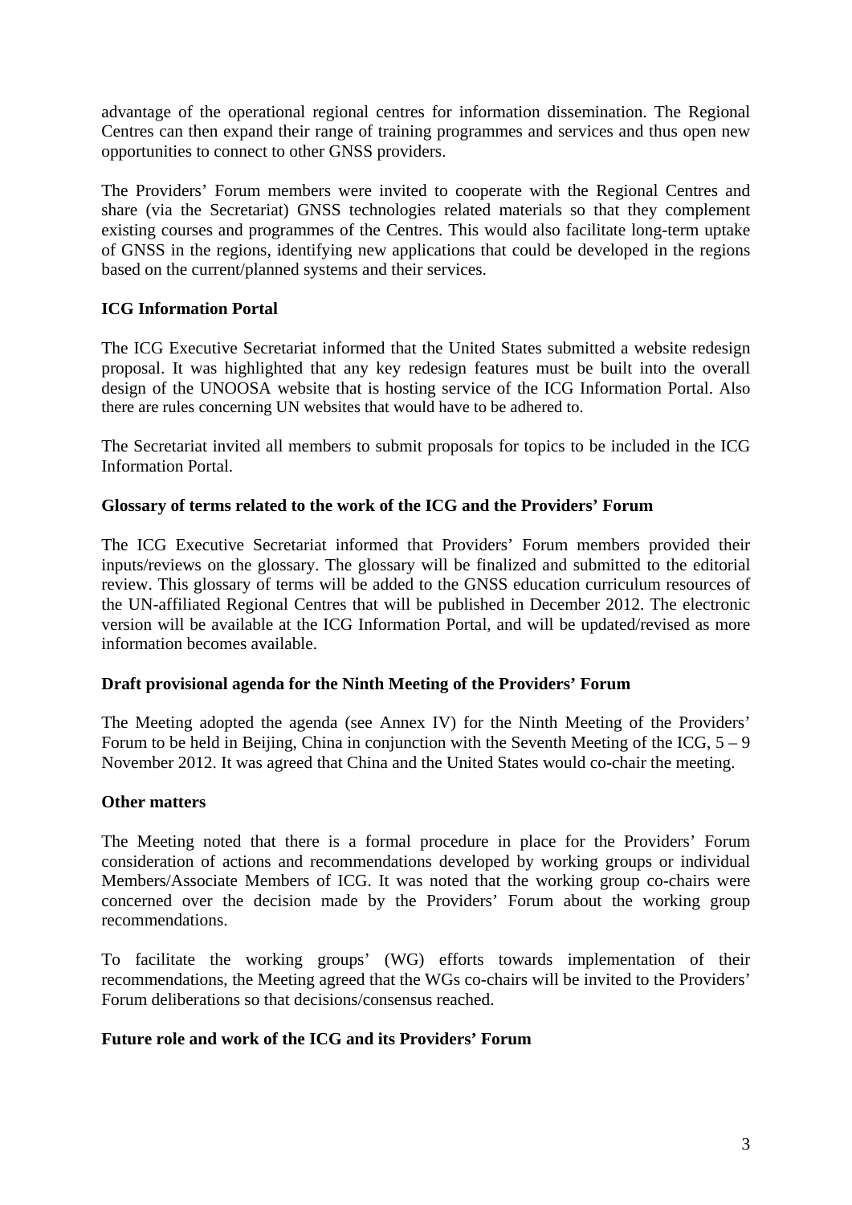advantage of the operational regional centres for information dissemination. The Regional Centres can then expand their range of training programmes and services and thus open new opportunities to connect to other GNSS providers.

The Providers' Forum members were invited to cooperate with the Regional Centres and share (via the Secretariat) GNSS technologies related materials so that they complement existing courses and programmes of the Centres. This would also facilitate long-term uptake of GNSS in the regions, identifying new applications that could be developed in the regions based on the current/planned systems and their services.

**ICG Information Portal**

The ICG Executive Secretariat informed that the United States submitted a website redesign proposal. It was highlighted that any key redesign features must be built into the overall design of the UNOOSA website that is hosting service of the ICG Information Portal. Also there are rules concerning UN websites that would have to be adhered to.

The Secretariat invited all members to submit proposals for topics to be included in the ICG Information Portal.

**Glossary of terms related to the work of the ICG and the Providers' Forum**

The ICG Executive Secretariat informed that Providers' Forum members provided their inputs/reviews on the glossary. The glossary will be finalized and submitted to the editorial review. This glossary of terms will be added to the GNSS education curriculum resources of the UN-affiliated Regional Centres that will be published in December 2012. The electronic version will be available at the ICG Information Portal, and will be updated/revised as more information becomes available.

**Draft provisional agenda for the Ninth Meeting of the Providers' Forum**

The Meeting adopted the agenda (see Annex IV) for the Ninth Meeting of the Providers' Forum to be held in Beijing, China in conjunction with the Seventh Meeting of the ICG, 5 – 9 November 2012. It was agreed that China and the United States would co-chair the meeting.

**Other matters**

The Meeting noted that there is a formal procedure in place for the Providers' Forum consideration of actions and recommendations developed by working groups or individual Members/Associate Members of ICG. It was noted that the working group co-chairs were concerned over the decision made by the Providers' Forum about the working group recommendations.

To facilitate the working groups' (WG) efforts towards implementation of their recommendations, the Meeting agreed that the WGs co-chairs will be invited to the Providers' Forum deliberations so that decisions/consensus reached.

**Future role and work of the ICG and its Providers' Forum**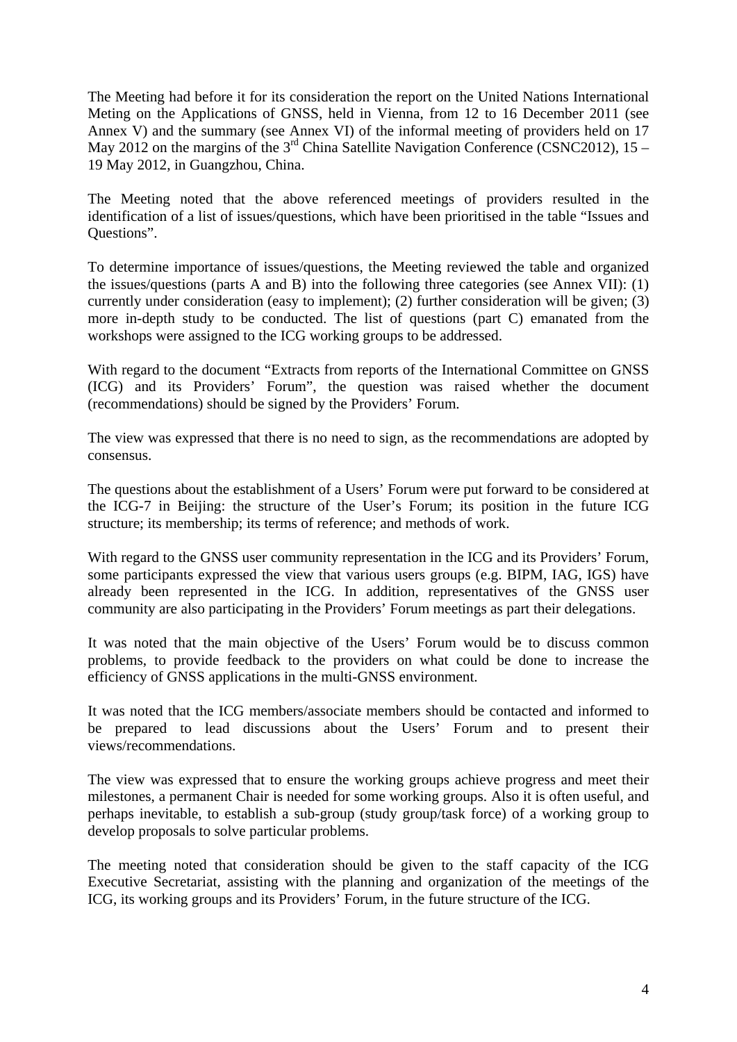The Meeting had before it for its consideration the report on the United Nations International Meting on the Applications of GNSS, held in Vienna, from 12 to 16 December 2011 (see Annex V) and the summary (see Annex VI) of the informal meeting of providers held on 17 May 2012 on the margins of the 3rd China Satellite Navigation Conference (CSNC2012), 15 – 19 May 2012, in Guangzhou, China.

The Meeting noted that the above referenced meetings of providers resulted in the identification of a list of issues/questions, which have been prioritised in the table "Issues and Questions".

To determine importance of issues/questions, the Meeting reviewed the table and organized the issues/questions (parts A and B) into the following three categories (see Annex VII): (1) currently under consideration (easy to implement); (2) further consideration will be given; (3) more in-depth study to be conducted. The list of questions (part C) emanated from the workshops were assigned to the ICG working groups to be addressed.

With regard to the document "Extracts from reports of the International Committee on GNSS (ICG) and its Providers' Forum", the question was raised whether the document (recommendations) should be signed by the Providers' Forum.

The view was expressed that there is no need to sign, as the recommendations are adopted by consensus.

The questions about the establishment of a Users' Forum were put forward to be considered at the ICG-7 in Beijing: the structure of the User's Forum; its position in the future ICG structure; its membership; its terms of reference; and methods of work.

With regard to the GNSS user community representation in the ICG and its Providers' Forum, some participants expressed the view that various users groups (e.g. BIPM, IAG, IGS) have already been represented in the ICG. In addition, representatives of the GNSS user community are also participating in the Providers' Forum meetings as part their delegations.

It was noted that the main objective of the Users' Forum would be to discuss common problems, to provide feedback to the providers on what could be done to increase the efficiency of GNSS applications in the multi-GNSS environment.

It was noted that the ICG members/associate members should be contacted and informed to be prepared to lead discussions about the Users' Forum and to present their views/recommendations.

The view was expressed that to ensure the working groups achieve progress and meet their milestones, a permanent Chair is needed for some working groups. Also it is often useful, and perhaps inevitable, to establish a sub-group (study group/task force) of a working group to develop proposals to solve particular problems.

The meeting noted that consideration should be given to the staff capacity of the ICG Executive Secretariat, assisting with the planning and organization of the meetings of the ICG, its working groups and its Providers' Forum, in the future structure of the ICG.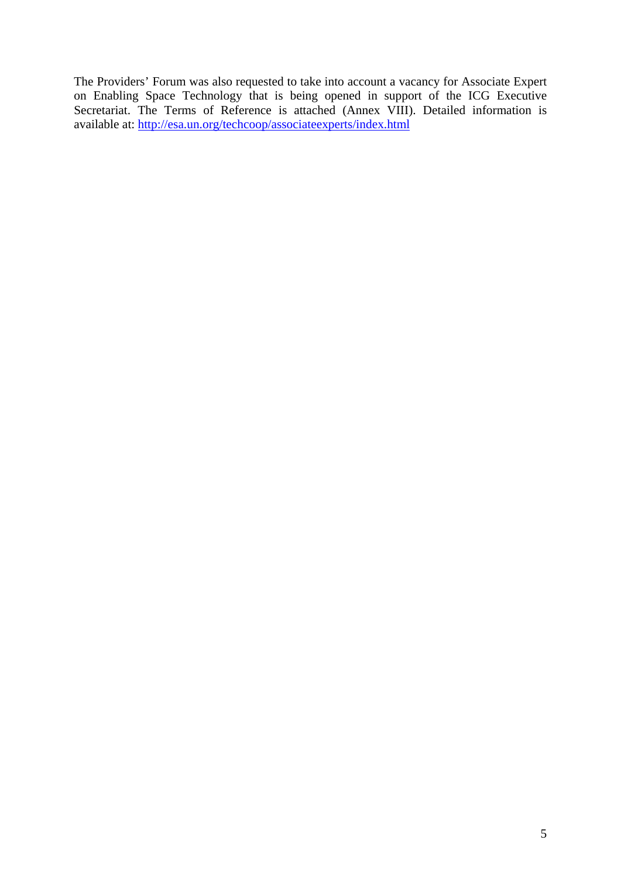The Providers' Forum was also requested to take into account a vacancy for Associate Expert on Enabling Space Technology that is being opened in support of the ICG Executive Secretariat. The Terms of Reference is attached (Annex VIII). Detailed information is available at: http://esa.un.org/techcoop/associateexperts/index.html